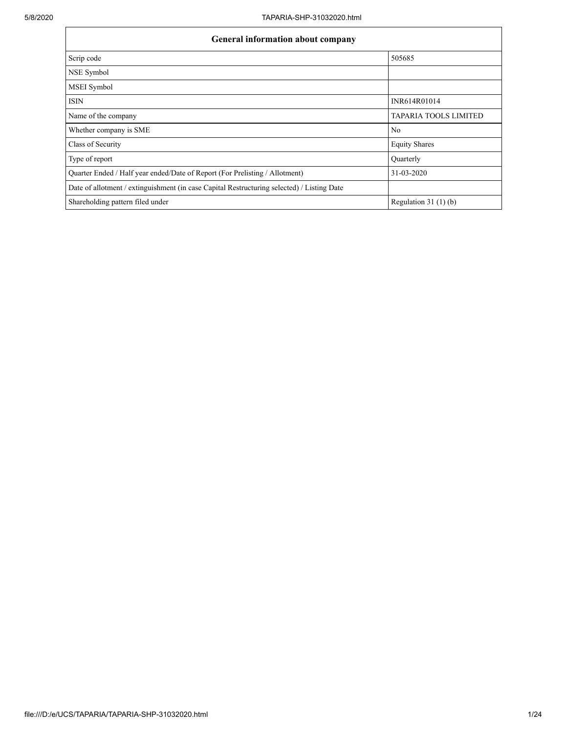| General information about company | |
|---|---|
| Scrip code | 505685 |
| NSE Symbol | |
| MSEI Symbol | |
| ISIN | INR614R01014 |
| Name of the company | TAPARIA TOOLS LIMITED |
| Whether company is SME | No |
| Class of Security | Equity Shares |
| Type of report | Quarterly |
| Quarter Ended / Half year ended/Date of Report (For Prelisting / Allotment) | 31-03-2020 |
| Date of allotment / extinguishment (in case Capital Restructuring selected) / Listing Date | |
| Shareholding pattern filed under | Regulation 31 (1) (b) |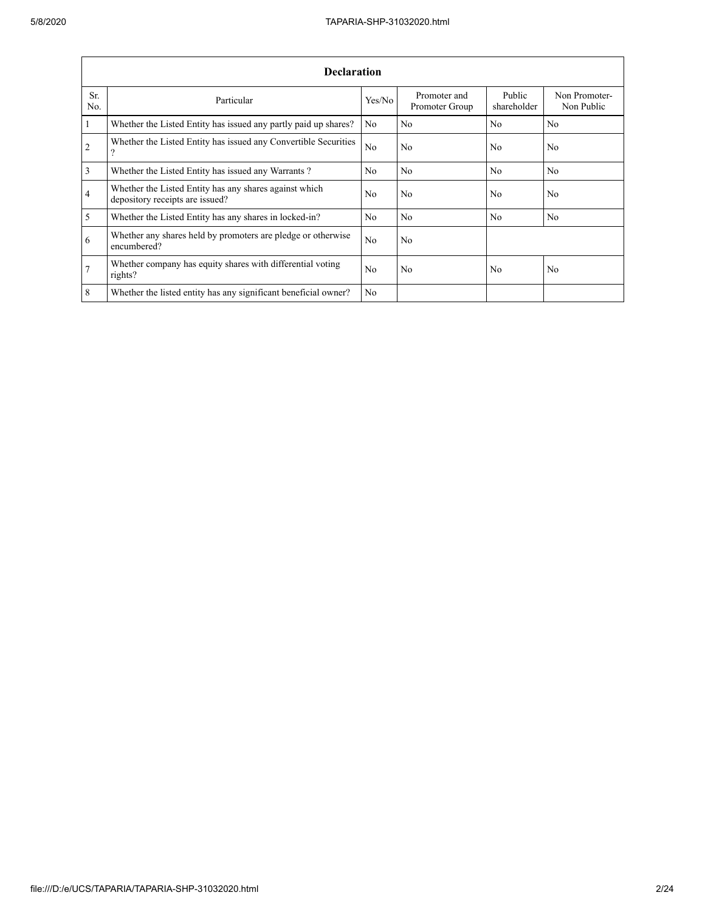| Declaration | | | | | |
|---|---|---|---|---|---|
| Sr. No. | Particular | Yes/No | Promoter and Promoter Group | Public shareholder | Non Promoter- Non Public |
| 1 | Whether the Listed Entity has issued any partly paid up shares? | No | No | No | No |
| 2 | Whether the Listed Entity has issued any Convertible Securities ? | No | No | No | No |
| 3 | Whether the Listed Entity has issued any Warrants ? | No | No | No | No |
| 4 | Whether the Listed Entity has any shares against which depository receipts are issued? | No | No | No | No |
| 5 | Whether the Listed Entity has any shares in locked-in? | No | No | No | No |
| 6 | Whether any shares held by promoters are pledge or otherwise encumbered? | No | No | | |
| 7 | Whether company has equity shares with differential voting rights? | No | No | No | No |
| 8 | Whether the listed entity has any significant beneficial owner? | No | | | |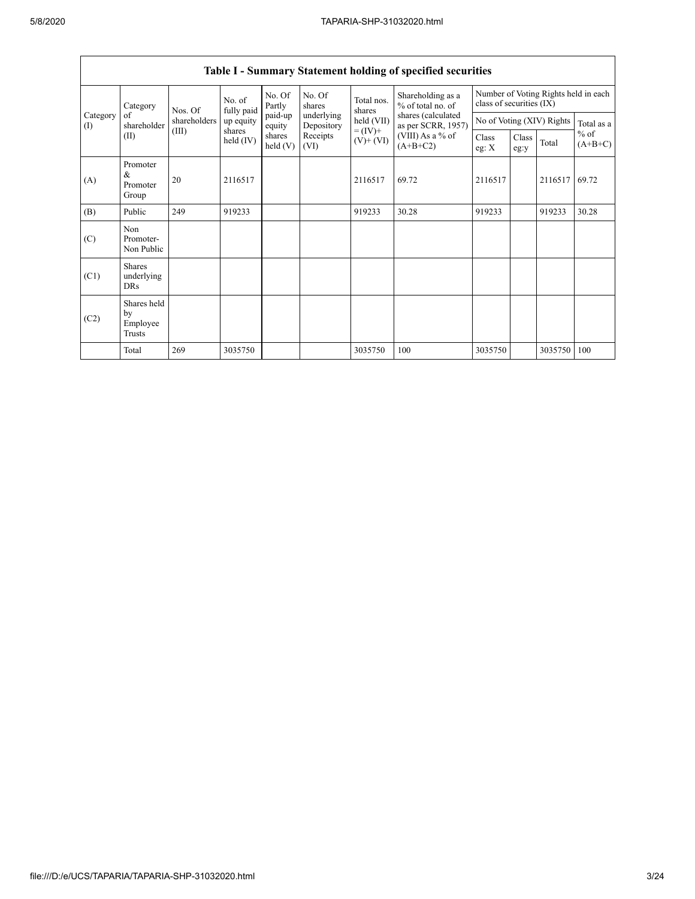## Table I - Summary Statement holding of specified securities

| Category (I) | Category of shareholder (II) | Nos. Of shareholders (III) | No. of fully paid up equity shares held (IV) | No. Of Partly paid-up equity shares held (V) | No. Of shares underlying Depository Receipts (VI) | Total nos. shares held (VII) = (IV)+ (V)+ (VI) | Shareholding as a % of total no. of shares (calculated as per SCRR, 1957) (VIII) As a % of (A+B+C2) | Number of Voting Rights held in each class of securities (IX) | | | |
|---|---|---|---|---|---|---|---|---|---|---|---|
| | | | | | | | | No of Voting (XIV) Rights | | | Total as a % of (A+B+C) |
| | | | | | | | | Class eg: X | Class eg:y | Total | |
| (A) | Promoter & Promoter Group | 20 | 2116517 | | | 2116517 | 69.72 | 2116517 | | 2116517 | 69.72 |
| (B) | Public | 249 | 919233 | | | 919233 | 30.28 | 919233 | | 919233 | 30.28 |
| (C) | Non Promoter- Non Public | | | | | | | | | | |
| (C1) | Shares underlying DRs | | | | | | | | | | |
| (C2) | Shares held by Employee Trusts | | | | | | | | | | |
| | Total | 269 | 3035750 | | | 3035750 | 100 | 3035750 | | 3035750 | 100 |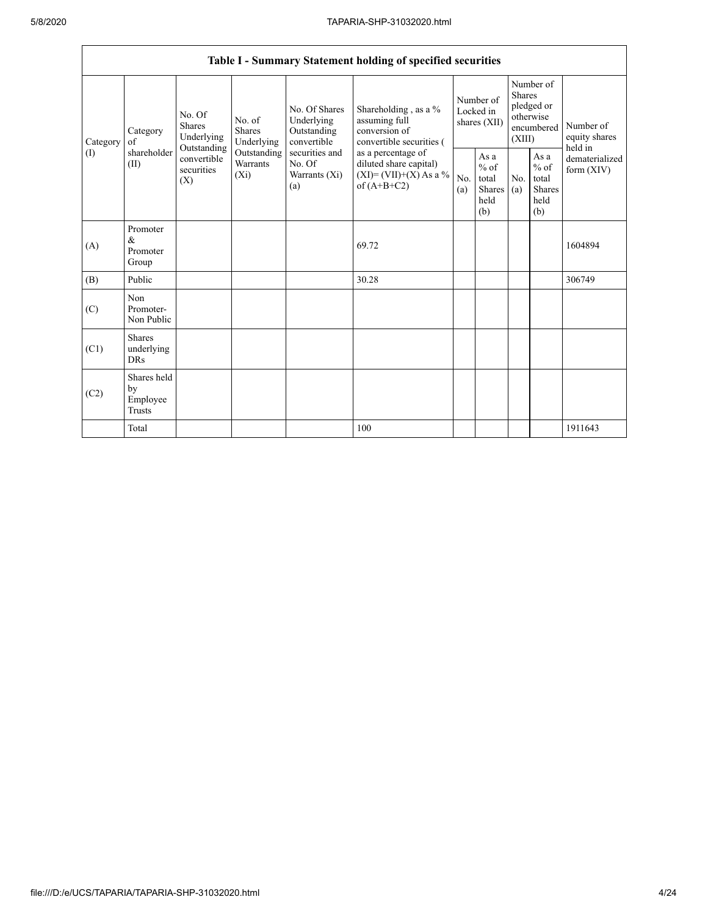| Table I - Summary Statement holding of specified securities | | | | | | | | | | |
|---|---|---|---|---|---|---|---|---|---|---|
| Category (I) | Category of shareholder (II) | No. Of Shares Underlying Outstanding convertible securities (X) | No. of Shares Underlying Outstanding Warrants (Xi) | No. Of Shares Underlying Outstanding convertible securities and No. Of Warrants (Xi) (a) | Shareholding , as a % assuming full conversion of convertible securities ( as a percentage of diluted share capital) (XI)= (VII)+(X) As a % of (A+B+C2) | Number of Locked in shares (XII) | | Number of Shares pledged or otherwise encumbered (XIII) | | Number of equity shares held in dematerialized form (XIV) |
| | | | | | | No. (a) | As a % of total Shares held (b) | No. (a) | As a % of total Shares held (b) | |
| (A) | Promoter & Promoter Group | | | | 69.72 | | | | | 1604894 |
| (B) | Public | | | | 30.28 | | | | | 306749 |
| (C) | Non Promoter- Non Public | | | | | | | | | |
| (C1) | Shares underlying DRs | | | | | | | | | |
| (C2) | Shares held by Employee Trusts | | | | | | | | | |
| | Total | | | | 100 | | | | | 1911643 |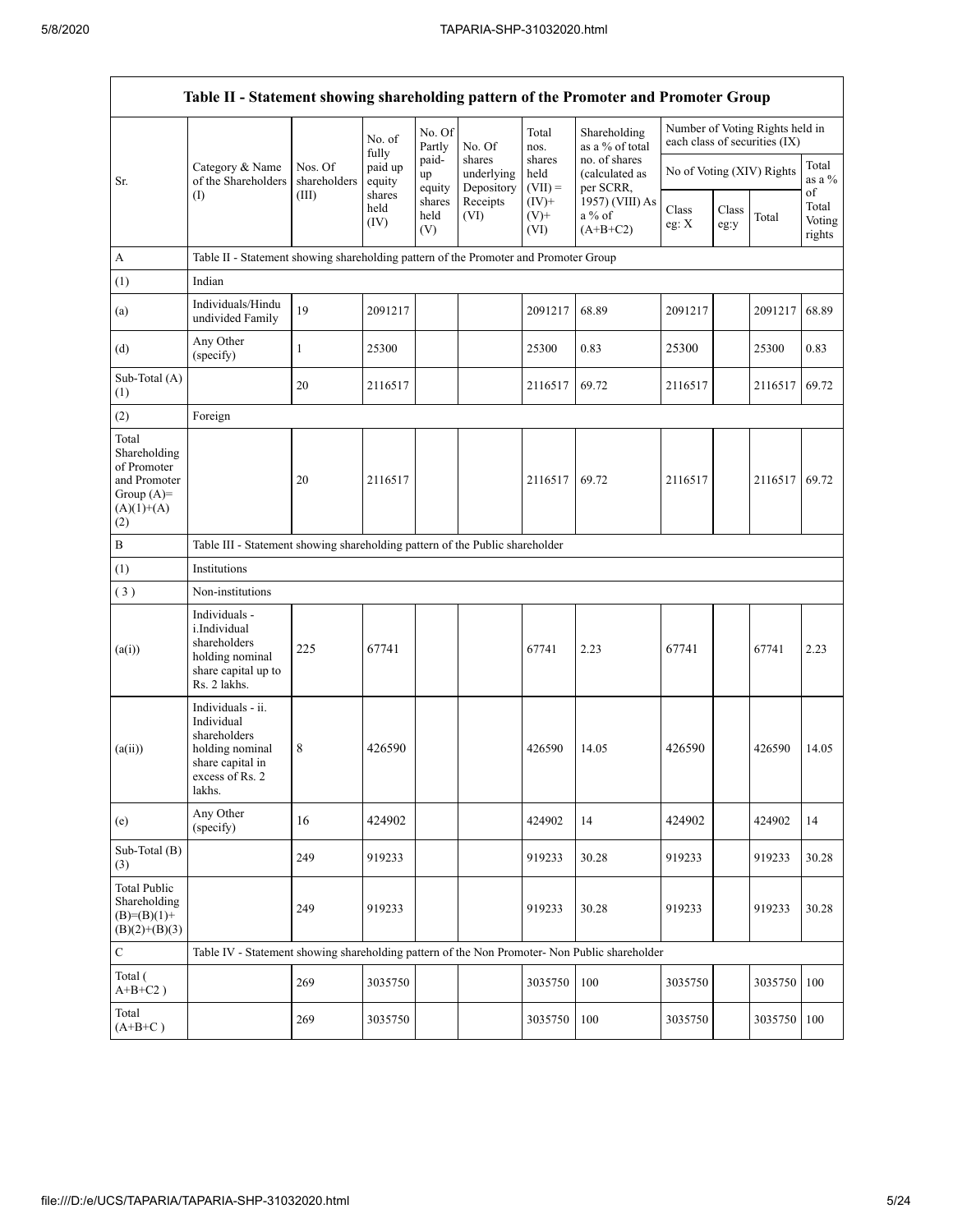| Table II - Statement showing shareholding pattern of the Promoter and Promoter Group | | | | | | | | | | | | |
|---|---|---|---|---|---|---|---|---|---|---|---|---|
| Sr. | Category & Name of the Shareholders (I) | Nos. Of shareholders (III) | No. of fully paid up equity shares held (IV) | No. Of Partly paid-up equity shares held (V) | No. Of shares underlying Depository Receipts (VI) | Total nos. shares held (VII) = (IV)+ (V)+ (VI) | Shareholding as a % of total no. of shares (calculated as per SCRR, 1957) (VIII) As a % of (A+B+C2) | Number of Voting Rights held in each class of securities (IX) | | | |
| | | | | | | | | No of Voting (XIV) Rights | | | Total as a % of Total Voting rights |
| | | | | | | | | Class eg: X | Class eg:y | Total | |
| A | Table II - Statement showing shareholding pattern of the Promoter and Promoter Group | | | | | | | | | | |
| (1) | Indian | | | | | | | | | | |
| (a) | Individuals/Hindu undivided Family | 19 | 2091217 | | | 2091217 | 68.89 | 2091217 | | 2091217 | 68.89 |
| (d) | Any Other (specify) | 1 | 25300 | | | 25300 | 0.83 | 25300 | | 25300 | 0.83 |
| Sub-Total (A) (1) | | 20 | 2116517 | | | 2116517 | 69.72 | 2116517 | | 2116517 | 69.72 |
| (2) | Foreign | | | | | | | | | | |
| Total Shareholding of Promoter and Promoter Group (A)= (A)(1)+(A)(2) | | 20 | 2116517 | | | 2116517 | 69.72 | 2116517 | | 2116517 | 69.72 |
| B | Table III - Statement showing shareholding pattern of the Public shareholder | | | | | | | | | | |
| (1) | Institutions | | | | | | | | | | |
| (3) | Non-institutions | | | | | | | | | | |
| (a(i)) | Individuals - i.Individual shareholders holding nominal share capital up to Rs. 2 lakhs. | 225 | 67741 | | | 67741 | 2.23 | 67741 | | 67741 | 2.23 |
| (a(ii)) | Individuals - ii. Individual shareholders holding nominal share capital in excess of Rs. 2 lakhs. | 8 | 426590 | | | 426590 | 14.05 | 426590 | | 426590 | 14.05 |
| (e) | Any Other (specify) | 16 | 424902 | | | 424902 | 14 | 424902 | | 424902 | 14 |
| Sub-Total (B) (3) | | 249 | 919233 | | | 919233 | 30.28 | 919233 | | 919233 | 30.28 |
| Total Public Shareholding (B)=(B)(1)+(B)(2)+(B)(3) | | 249 | 919233 | | | 919233 | 30.28 | 919233 | | 919233 | 30.28 |
| C | Table IV - Statement showing shareholding pattern of the Non Promoter- Non Public shareholder | | | | | | | | | | |
| Total (A+B+C2) | | 269 | 3035750 | | | 3035750 | 100 | 3035750 | | 3035750 | 100 |
| Total (A+B+C) | | 269 | 3035750 | | | 3035750 | 100 | 3035750 | | 3035750 | 100 |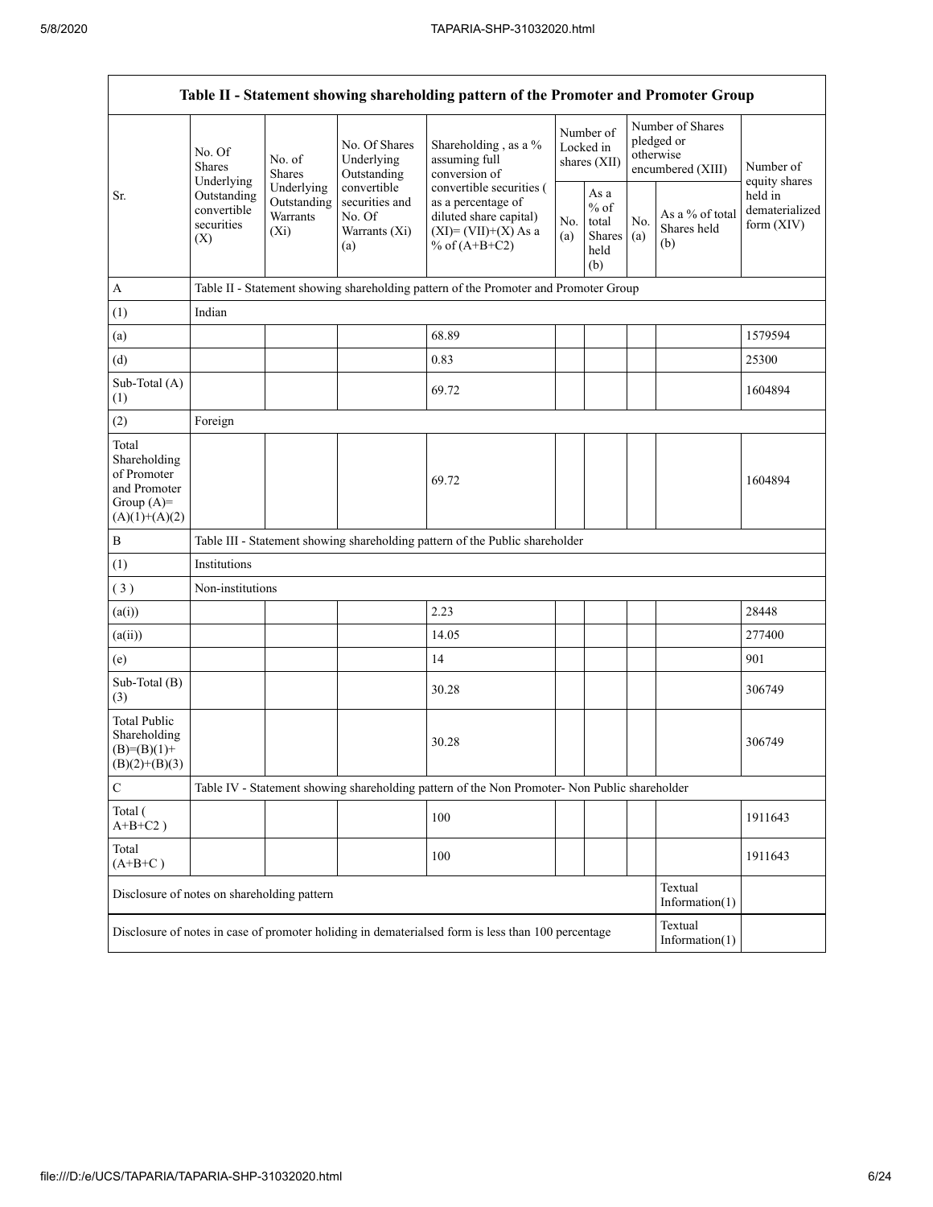| Table II - Statement showing shareholding pattern of the Promoter and Promoter Group | | | | | | | | | |
|---|---|---|---|---|---|---|---|---|---|
| Sr. | No. Of Shares Underlying Outstanding convertible securities (X) | No. of Shares Underlying Outstanding Warrants (Xi) | No. Of Shares Underlying Outstanding convertible securities and No. Of Warrants (Xi) (a) | Shareholding , as a % assuming full conversion of convertible securities ( as a percentage of diluted share capital) (XI)= (VII)+(X) As a % of (A+B+C2) | Number of Locked in shares (XII) | | Number of Shares pledged or otherwise encumbered (XIII) | | Number of equity shares held in dematerialized form (XIV) |
| | | | | | No. (a) | As a % of total Shares held (b) | No. (a) | As a % of total Shares held (b) | |
| A | Table II - Statement showing shareholding pattern of the Promoter and Promoter Group | | | | | | | | |
| (1) | Indian | | | | | | | | |
| (a) | | | | 68.89 | | | | | 1579594 |
| (d) | | | | 0.83 | | | | | 25300 |
| Sub-Total (A) (1) | | | | 69.72 | | | | | 1604894 |
| (2) | Foreign | | | | | | | | |
| Total Shareholding of Promoter and Promoter Group (A)= (A)(1)+(A)(2) | | | | 69.72 | | | | | 1604894 |
| B | Table III - Statement showing shareholding pattern of the Public shareholder | | | | | | | | |
| (1) | Institutions | | | | | | | | |
| ( 3 ) | Non-institutions | | | | | | | | |
| (a(i)) | | | | 2.23 | | | | | 28448 |
| (a(ii)) | | | | 14.05 | | | | | 277400 |
| (e) | | | | 14 | | | | | 901 |
| Sub-Total (B) (3) | | | | 30.28 | | | | | 306749 |
| Total Public Shareholding (B)=(B)(1)+ (B)(2)+(B)(3) | | | | 30.28 | | | | | 306749 |
| C | Table IV - Statement showing shareholding pattern of the Non Promoter- Non Public shareholder | | | | | | | | |
| Total ( A+B+C2 ) | | | | 100 | | | | | 1911643 |
| Total (A+B+C ) | | | | 100 | | | | | 1911643 |
| Disclosure of notes on shareholding pattern | | | | | | | | Textual Information(1) | |
| Disclosure of notes in case of promoter holiding in dematerialsed form is less than 100 percentage | | | | | | | | Textual Information(1) | |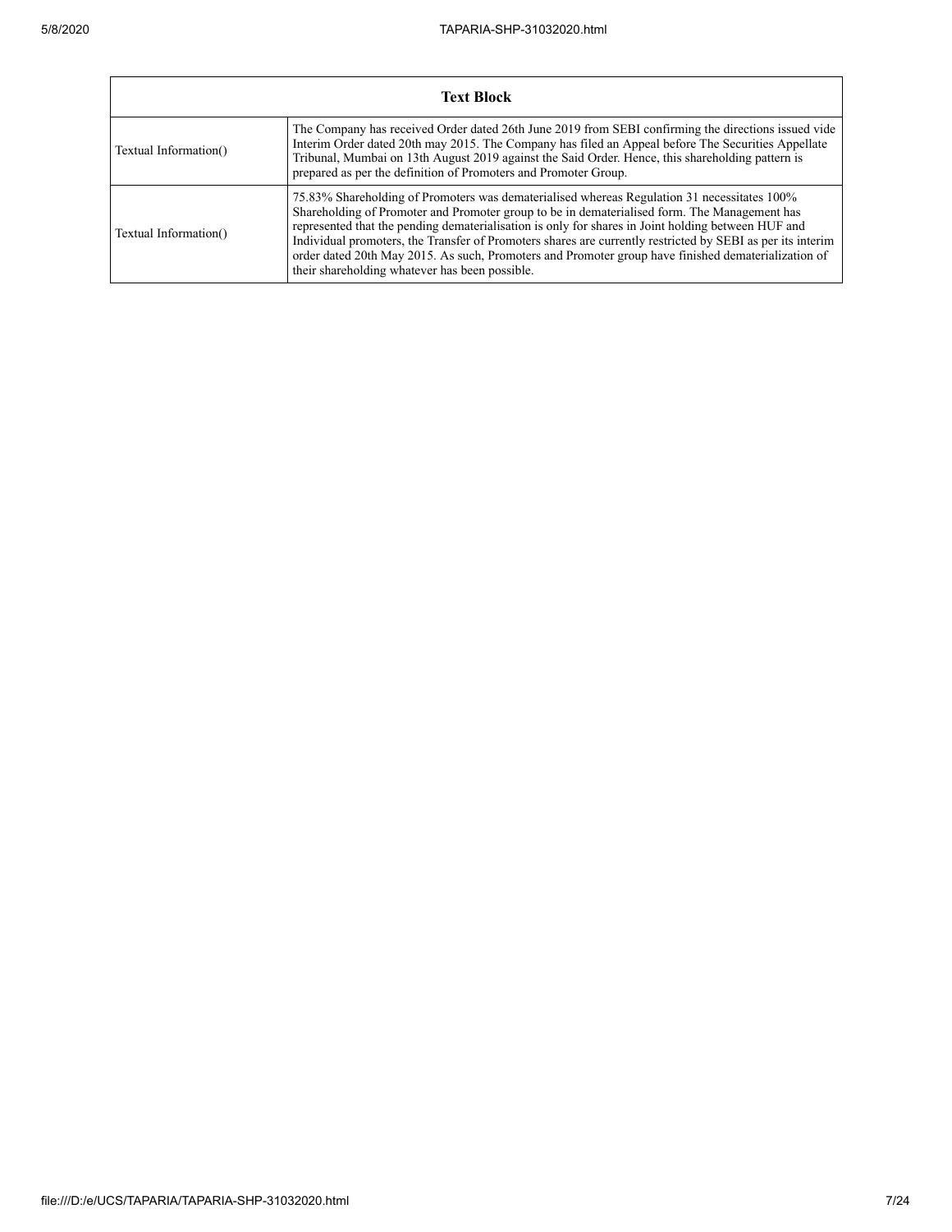| Text Block | |
|---|---|
| Textual Information() | The Company has received Order dated 26th June 2019 from SEBI confirming the directions issued vide Interim Order dated 20th may 2015. The Company has filed an Appeal before The Securities Appellate Tribunal, Mumbai on 13th August 2019 against the Said Order. Hence, this shareholding pattern is prepared as per the definition of Promoters and Promoter Group. |
| Textual Information() | 75.83% Shareholding of Promoters was dematerialised whereas Regulation 31 necessitates 100% Shareholding of Promoter and Promoter group to be in dematerialised form. The Management has represented that the pending dematerialisation is only for shares in Joint holding between HUF and Individual promoters, the Transfer of Promoters shares are currently restricted by SEBI as per its interim order dated 20th May 2015. As such, Promoters and Promoter group have finished dematerialization of their shareholding whatever has been possible. |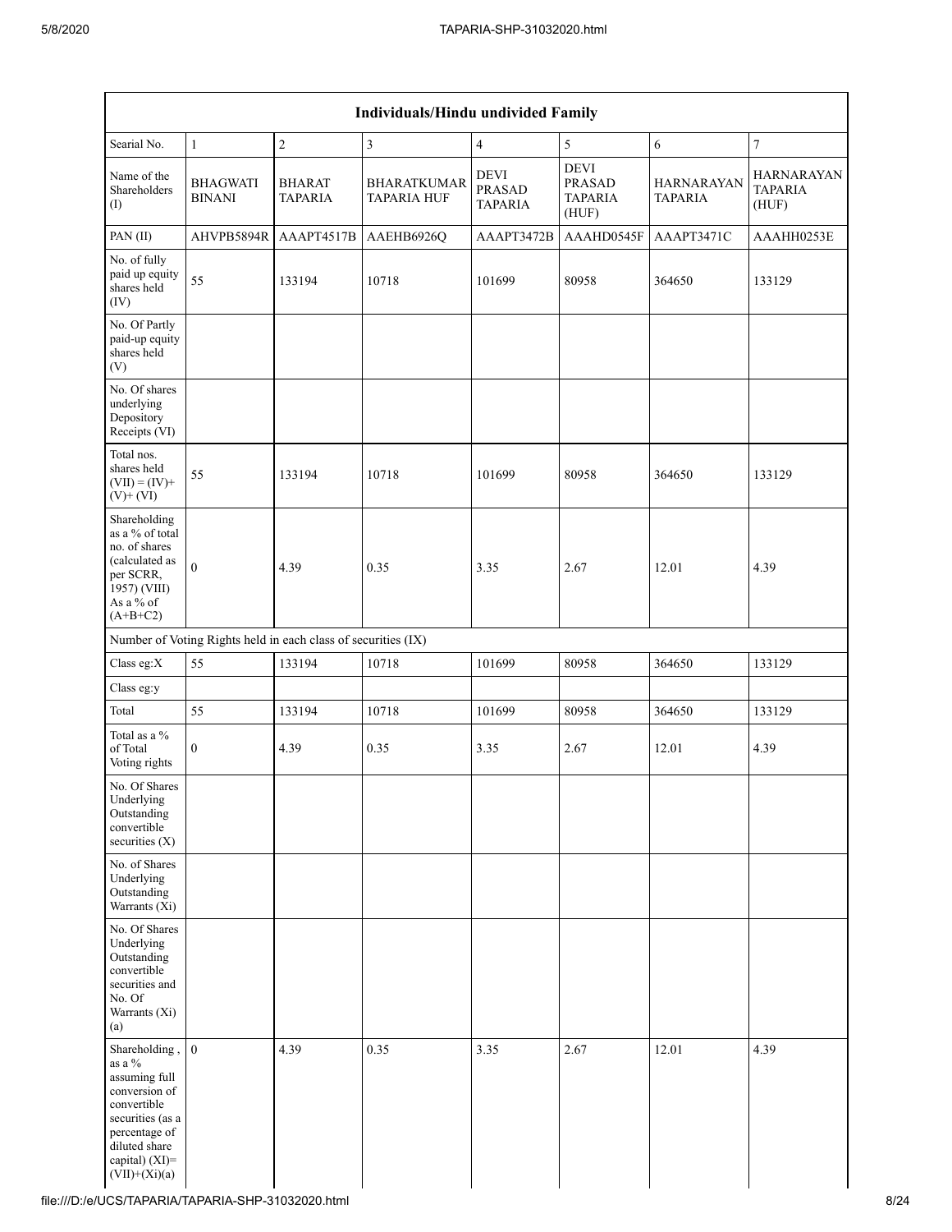| Individuals/Hindu undivided Family | | | | | | | |
|---|---|---|---|---|---|---|---|
| Searial No. | 1 | 2 | 3 | 4 | 5 | 6 | 7 |
| Name of the Shareholders (I) | BHAGWATI BINANI | BHARAT TAPARIA | BHARATKUMAR TAPARIA HUF | DEVI PRASAD TAPARIA | DEVI PRASAD TAPARIA (HUF) | HARNARAYAN TAPARIA | HARNARAYAN TAPARIA (HUF) |
| PAN (II) | AHVPB5894R | AAAPT4517B | AAEHB6926Q | AAAPT3472B | AAAHD0545F | AAAPT3471C | AAAHH0253E |
| No. of fully paid up equity shares held (IV) | 55 | 133194 | 10718 | 101699 | 80958 | 364650 | 133129 |
| No. Of Partly paid-up equity shares held (V) | | | | | | | |
| No. Of shares underlying Depository Receipts (VI) | | | | | | | |
| Total nos. shares held (VII) = (IV)+ (V)+ (VI) | 55 | 133194 | 10718 | 101699 | 80958 | 364650 | 133129 |
| Shareholding as a % of total no. of shares (calculated as per SCRR, 1957) (VIII) As a % of (A+B+C2) | 0 | 4.39 | 0.35 | 3.35 | 2.67 | 12.01 | 4.39 |
| Number of Voting Rights held in each class of securities (IX) | | | | | | | |
| Class eg:X | 55 | 133194 | 10718 | 101699 | 80958 | 364650 | 133129 |
| Class eg:y | | | | | | | |
| Total | 55 | 133194 | 10718 | 101699 | 80958 | 364650 | 133129 |
| Total as a % of Total Voting rights | 0 | 4.39 | 0.35 | 3.35 | 2.67 | 12.01 | 4.39 |
| No. Of Shares Underlying Outstanding convertible securities (X) | | | | | | | |
| No. of Shares Underlying Outstanding Warrants (Xi) | | | | | | | |
| No. Of Shares Underlying Outstanding convertible securities and No. Of Warrants (Xi) (a) | | | | | | | |
| Shareholding , as a % assuming full conversion of convertible securities (as a percentage of diluted share capital) (XI)= (VII)+(Xi)(a) | 0 | 4.39 | 0.35 | 3.35 | 2.67 | 12.01 | 4.39 |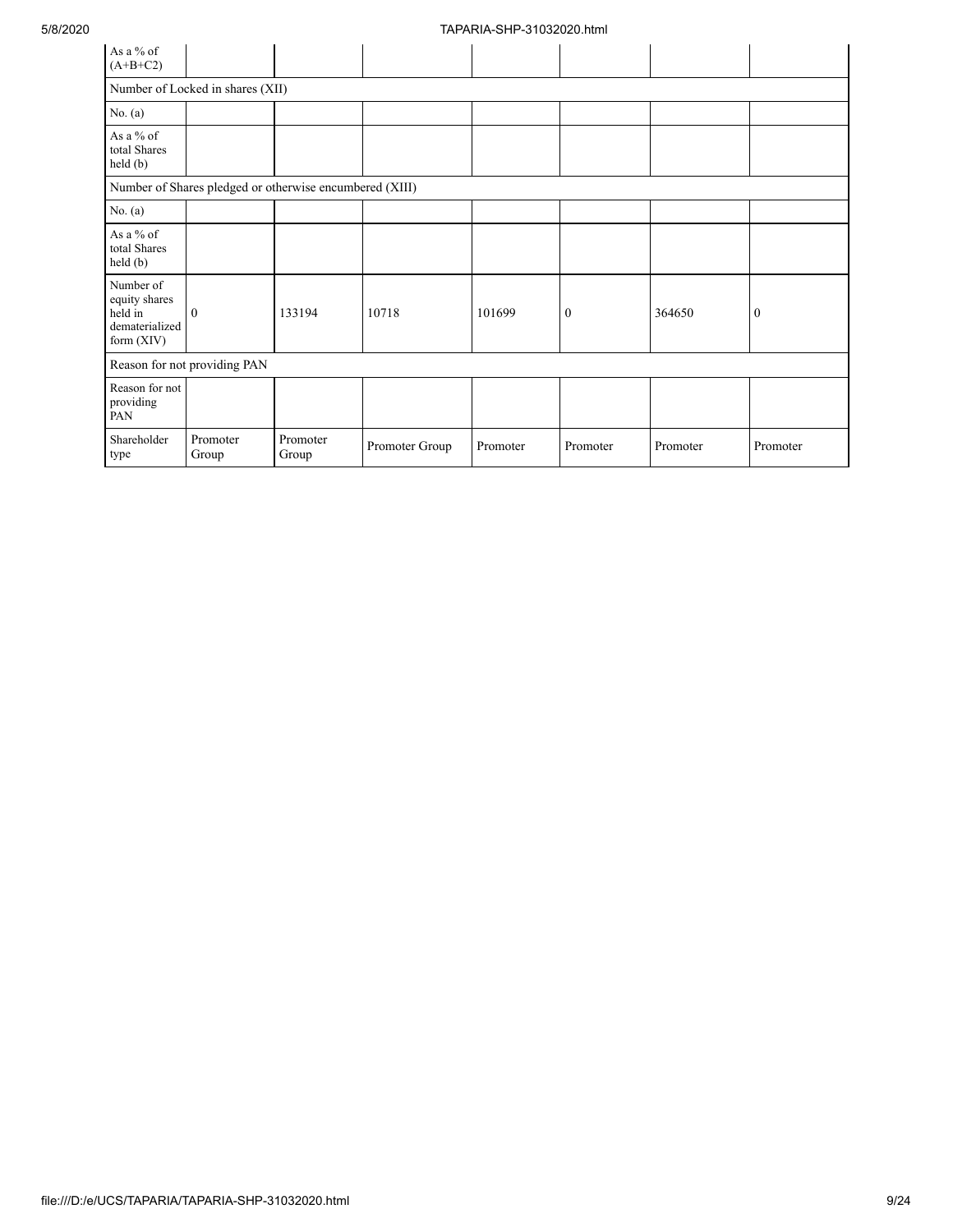| As a % of (A+B+C2) | | | | | | | |
|---|---|---|---|---|---|---|---|
| Number of Locked in shares (XII) | | | | | | | |
| No. (a) | | | | | | | |
| As a % of total Shares held (b) | | | | | | | |
| Number of Shares pledged or otherwise encumbered (XIII) | | | | | | | |
| No. (a) | | | | | | | |
| As a % of total Shares held (b) | | | | | | | |
| Number of equity shares held in dematerialized form (XIV) | 0 | 133194 | 10718 | 101699 | 0 | 364650 | 0 |
| Reason for not providing PAN | | | | | | | |
| Reason for not providing PAN | | | | | | | |
| Shareholder type | Promoter Group | Promoter Group | Promoter Group | Promoter | Promoter | Promoter | Promoter |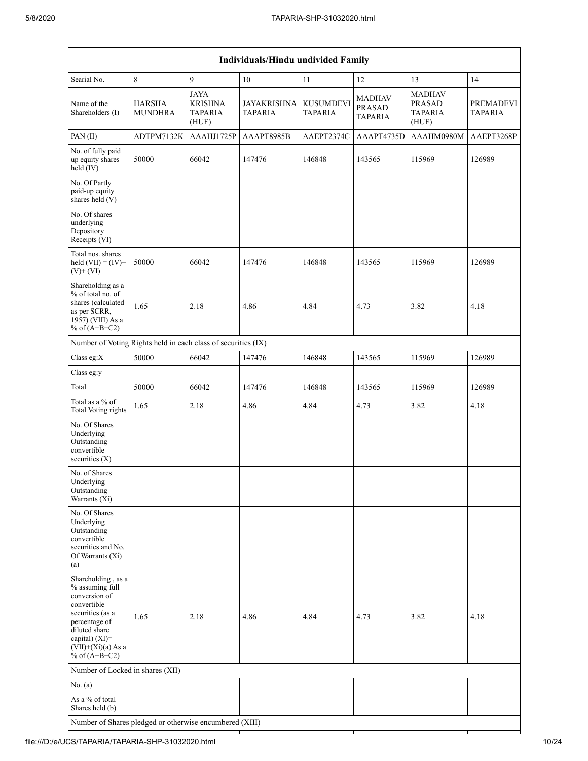| Individuals/Hindu undivided Family | | | | | | | |
|---|---|---|---|---|---|---|---|
| Searial No. | 8 | 9 | 10 | 11 | 12 | 13 | 14 |
| Name of the Shareholders (I) | HARSHA MUNDHRA | JAYA KRISHNA TAPARIA (HUF) | JAYAKRISHNA TAPARIA | KUSUMDEVI TAPARIA | MADHAV PRASAD TAPARIA | MADHAV PRASAD TAPARIA (HUF) | PREMADEVI TAPARIA |
| PAN (II) | ADTPM7132K | AAAHJ1725P | AAAPT8985B | AAEPT2374C | AAAPT4735D | AAAHM0980M | AAEPT3268P |
| No. of fully paid up equity shares held (IV) | 50000 | 66042 | 147476 | 146848 | 143565 | 115969 | 126989 |
| No. Of Partly paid-up equity shares held (V) | | | | | | | |
| No. Of shares underlying Depository Receipts (VI) | | | | | | | |
| Total nos. shares held (VII) = (IV)+ (V)+ (VI) | 50000 | 66042 | 147476 | 146848 | 143565 | 115969 | 126989 |
| Shareholding as a % of total no. of shares (calculated as per SCRR, 1957) (VIII) As a % of (A+B+C2) | 1.65 | 2.18 | 4.86 | 4.84 | 4.73 | 3.82 | 4.18 |
| Number of Voting Rights held in each class of securities (IX) | | | | | | | |
| Class eg:X | 50000 | 66042 | 147476 | 146848 | 143565 | 115969 | 126989 |
| Class eg:y | | | | | | | |
| Total | 50000 | 66042 | 147476 | 146848 | 143565 | 115969 | 126989 |
| Total as a % of Total Voting rights | 1.65 | 2.18 | 4.86 | 4.84 | 4.73 | 3.82 | 4.18 |
| No. Of Shares Underlying Outstanding convertible securities (X) | | | | | | | |
| No. of Shares Underlying Outstanding Warrants (Xi) | | | | | | | |
| No. Of Shares Underlying Outstanding convertible securities and No. Of Warrants (Xi) (a) | | | | | | | |
| Shareholding , as a % assuming full conversion of convertible securities (as a percentage of diluted share capital) (XI)= (VII)+(Xi)(a) As a % of (A+B+C2) | 1.65 | 2.18 | 4.86 | 4.84 | 4.73 | 3.82 | 4.18 |
| Number of Locked in shares (XII) | | | | | | | |
| No. (a) | | | | | | | |
| As a % of total Shares held (b) | | | | | | | |
| Number of Shares pledged or otherwise encumbered (XIII) | | | | | | | |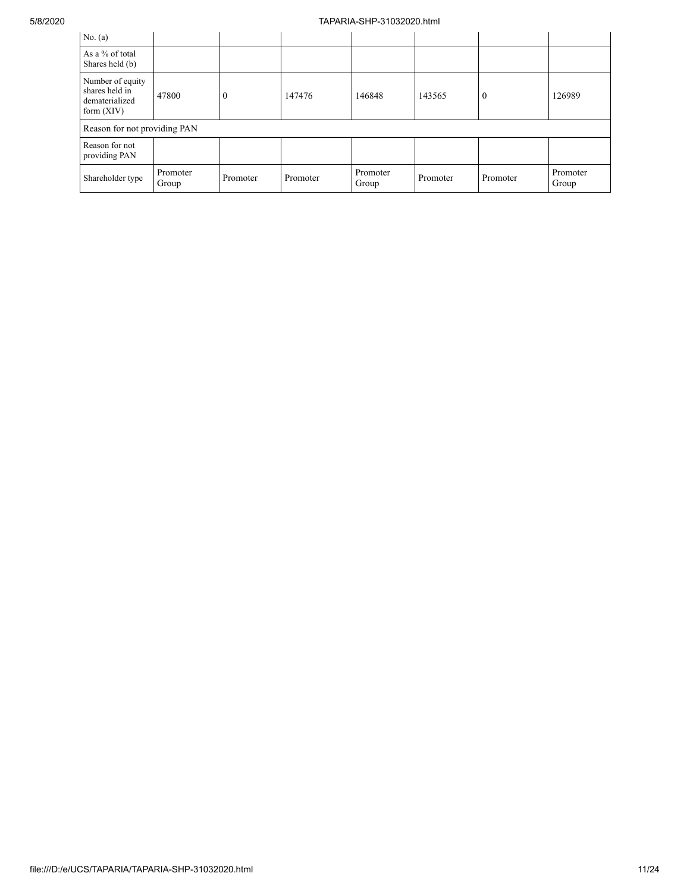| No. (a) | | | | | | | |
|---|---|---|---|---|---|---|---|
| As a % of total Shares held (b) | | | | | | | |
| Number of equity shares held in dematerialized form (XIV) | 47800 | 0 | 147476 | 146848 | 143565 | 0 | 126989 |
| Reason for not providing PAN | | | | | | | |
| Reason for not providing PAN | | | | | | | |
| Shareholder type | Promoter Group | Promoter | Promoter | Promoter Group | Promoter | Promoter | Promoter Group |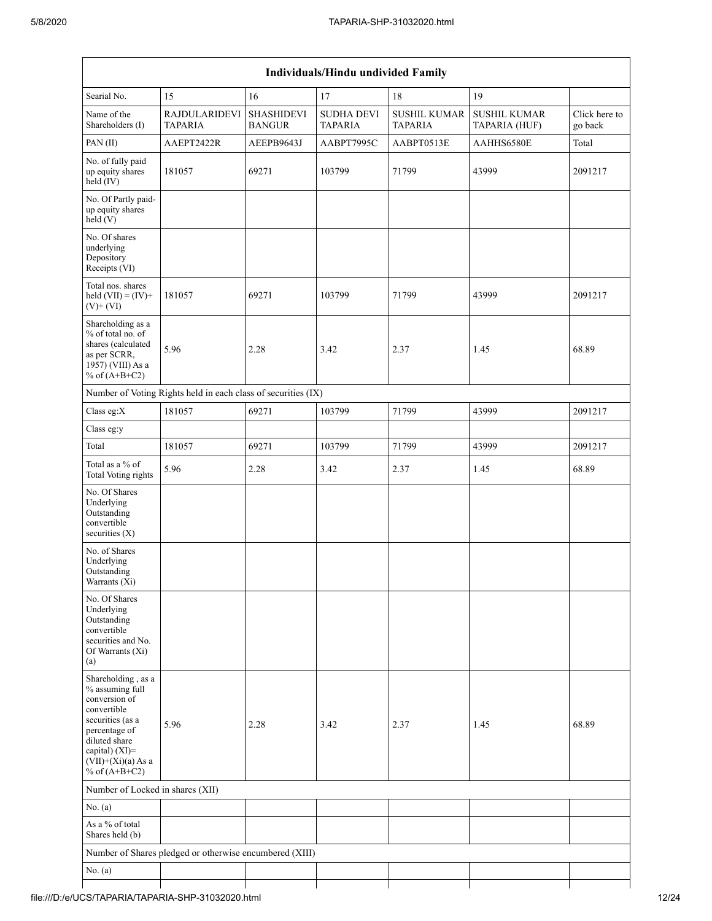| Individuals/Hindu undivided Family | | | | | | |
|---|---|---|---|---|---|---|
| Searial No. | 15 | 16 | 17 | 18 | 19 | |
| Name of the Shareholders (I) | RAJDULARIDEVI TAPARIA | SHASHIDEVI BANGUR | SUDHA DEVI TAPARIA | SUSHIL KUMAR TAPARIA | SUSHIL KUMAR TAPARIA (HUF) | Click here to go back |
| PAN (II) | AAEPT2422R | AEEPB9643J | AABPT7995C | AABPT0513E | AAHHS6580E | Total |
| No. of fully paid up equity shares held (IV) | 181057 | 69271 | 103799 | 71799 | 43999 | 2091217 |
| No. Of Partly paid-up equity shares held (V) | | | | | | |
| No. Of shares underlying Depository Receipts (VI) | | | | | | |
| Total nos. shares held (VII) = (IV)+(V)+ (VI) | 181057 | 69271 | 103799 | 71799 | 43999 | 2091217 |
| Shareholding as a % of total no. of shares (calculated as per SCRR, 1957) (VIII) As a % of (A+B+C2) | 5.96 | 2.28 | 3.42 | 2.37 | 1.45 | 68.89 |
| Number of Voting Rights held in each class of securities (IX) | | | | | | |
| Class eg:X | 181057 | 69271 | 103799 | 71799 | 43999 | 2091217 |
| Class eg:y | | | | | | |
| Total | 181057 | 69271 | 103799 | 71799 | 43999 | 2091217 |
| Total as a % of Total Voting rights | 5.96 | 2.28 | 3.42 | 2.37 | 1.45 | 68.89 |
| No. Of Shares Underlying Outstanding convertible securities (X) | | | | | | |
| No. of Shares Underlying Outstanding Warrants (Xi) | | | | | | |
| No. Of Shares Underlying Outstanding convertible securities and No. Of Warrants (Xi) (a) | | | | | | |
| Shareholding , as a % assuming full conversion of convertible securities (as a percentage of diluted share capital) (XI)= (VII)+(Xi)(a) As a % of (A+B+C2) | 5.96 | 2.28 | 3.42 | 2.37 | 1.45 | 68.89 |
| Number of Locked in shares (XII) | | | | | | |
| No. (a) | | | | | | |
| As a % of total Shares held (b) | | | | | | |
| Number of Shares pledged or otherwise encumbered (XIII) | | | | | | |
| No. (a) | | | | | | |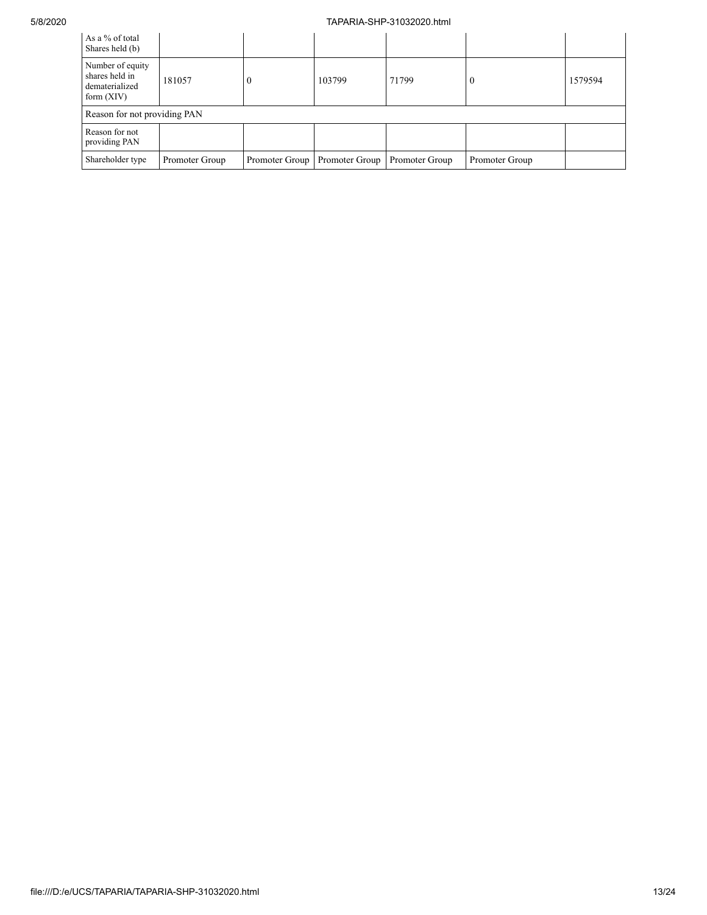| As a % of total Shares held (b) | | | | | | |
|---|---|---|---|---|---|---|
| Number of equity shares held in dematerialized form (XIV) | 181057 | 0 | 103799 | 71799 | 0 | 1579594 |
| Reason for not providing PAN | | | | | | |
| Reason for not providing PAN | | | | | | |
| Shareholder type | Promoter Group | Promoter Group | Promoter Group | Promoter Group | Promoter Group | |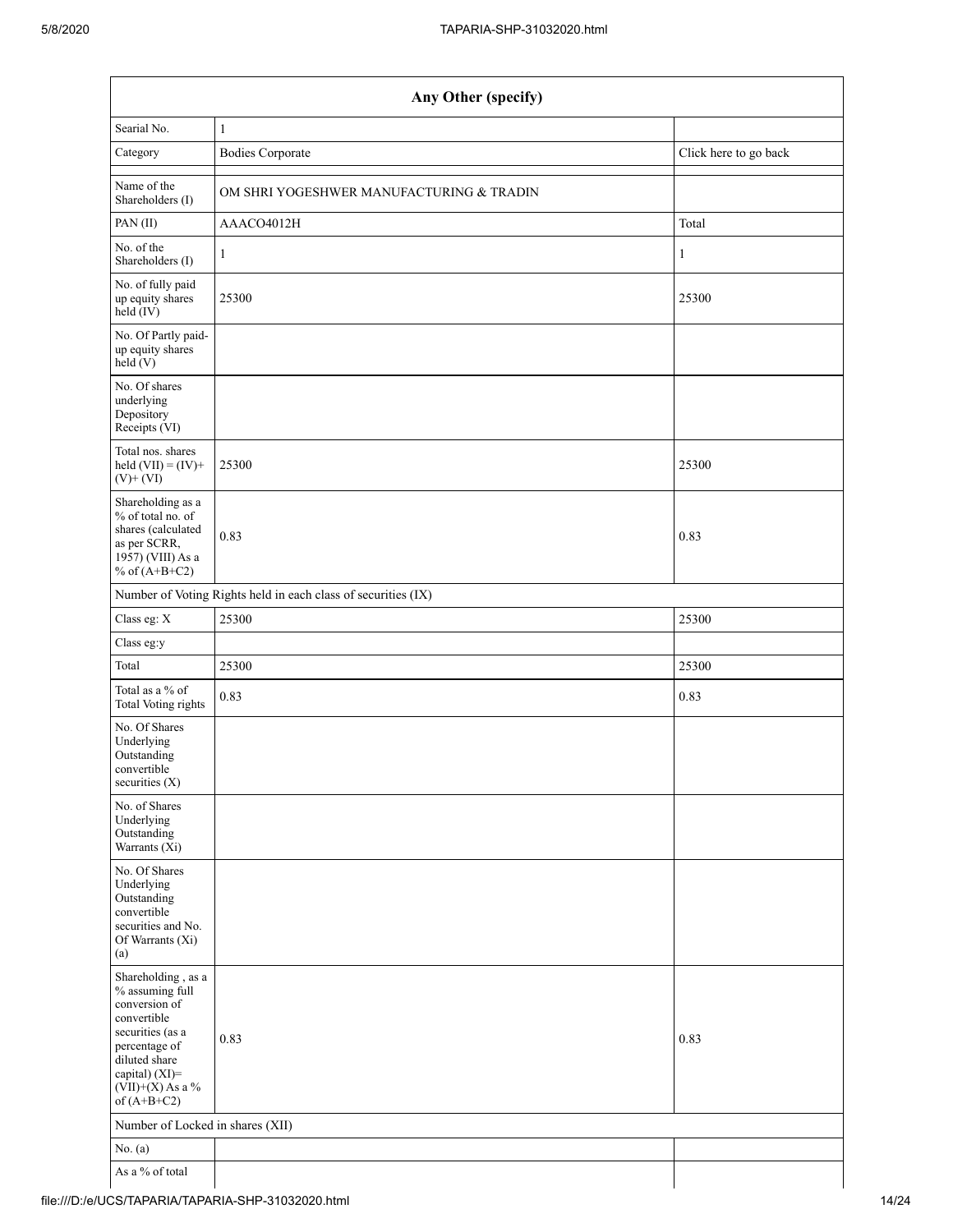| Any Other (specify) | | |
|---|---|---|
| Searial No. | 1 | |
| Category | Bodies Corporate | Click here to go back |
| Name of the Shareholders (I) | OM SHRI YOGESHWER MANUFACTURING & TRADIN | |
| PAN (II) | AAACO4012H | Total |
| No. of the Shareholders (I) | 1 | 1 |
| No. of fully paid up equity shares held (IV) | 25300 | 25300 |
| No. Of Partly paid-up equity shares held (V) | | |
| No. Of shares underlying Depository Receipts (VI) | | |
| Total nos. shares held (VII) = (IV)+ (V)+ (VI) | 25300 | 25300 |
| Shareholding as a % of total no. of shares (calculated as per SCRR, 1957) (VIII) As a % of (A+B+C2) | 0.83 | 0.83 |
| Number of Voting Rights held in each class of securities (IX) | | |
| Class eg: X | 25300 | 25300 |
| Class eg:y | | |
| Total | 25300 | 25300 |
| Total as a % of Total Voting rights | 0.83 | 0.83 |
| No. Of Shares Underlying Outstanding convertible securities (X) | | |
| No. of Shares Underlying Outstanding Warrants (Xi) | | |
| No. Of Shares Underlying Outstanding convertible securities and No. Of Warrants (Xi) (a) | | |
| Shareholding , as a % assuming full conversion of convertible securities (as a percentage of diluted share capital) (XI)= (VII)+(X) As a % of (A+B+C2) | 0.83 | 0.83 |
| Number of Locked in shares (XII) | | |
| No. (a) | | |
| As a % of total | | |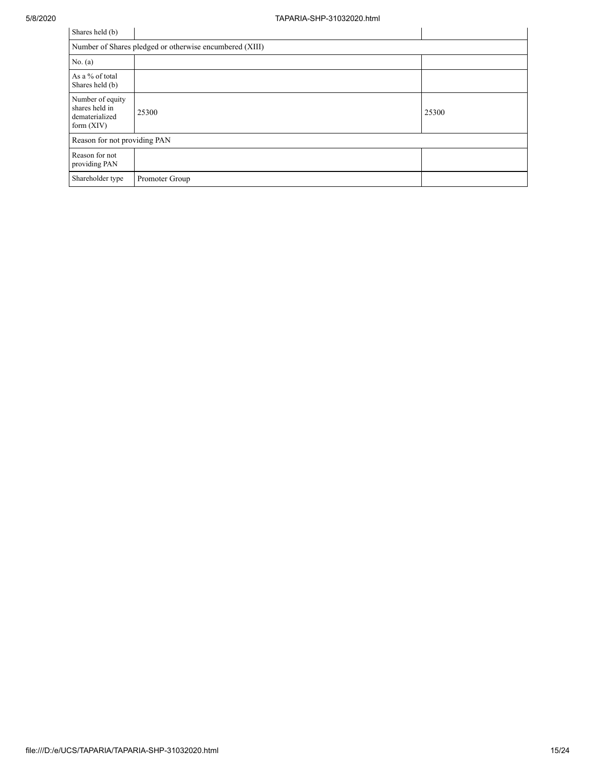| Shares held (b) | | |
|---|---|---|
| Number of Shares pledged or otherwise encumbered (XIII) | | |
| No. (a) | | |
| As a % of total Shares held (b) | | |
| Number of equity shares held in dematerialized form (XIV) | 25300 | 25300 |
| Reason for not providing PAN | | |
| Reason for not providing PAN | | |
| Shareholder type | Promoter Group | |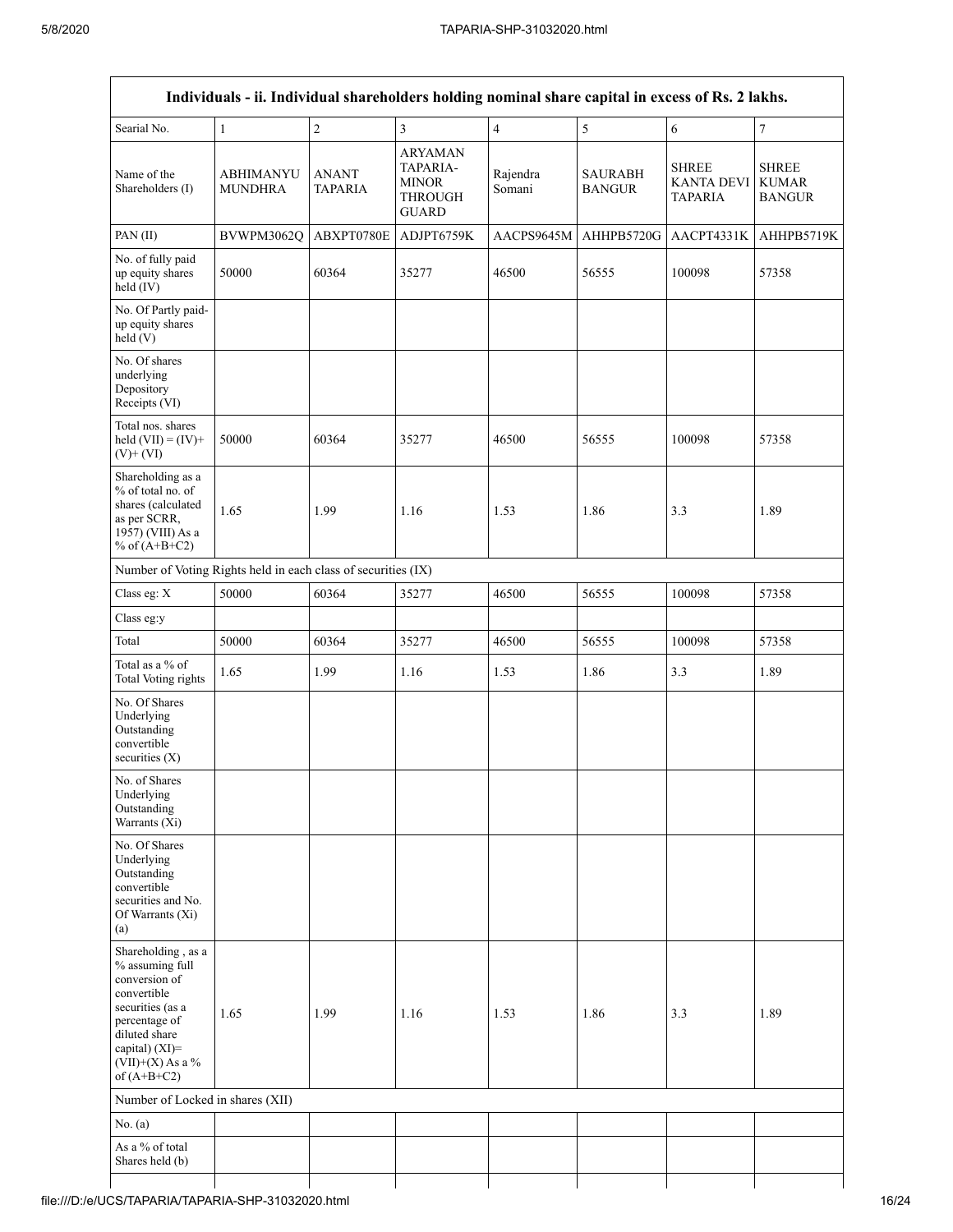| Individuals - ii. Individual shareholders holding nominal share capital in excess of Rs. 2 lakhs. | | | | | | | |
|---|---|---|---|---|---|---|---|
| Searial No. | 1 | 2 | 3 | 4 | 5 | 6 | 7 |
| Name of the Shareholders (I) | ABHIMANYU MUNDHRA | ANANT TAPARIA | ARYAMAN TAPARIA-MINOR THROUGH GUARD | Rajendra Somani | SAURABH BANGUR | SHREE KANTA DEVI TAPARIA | SHREE KUMAR BANGUR |
| PAN (II) | BVWPM3062Q | ABXPT0780E | ADJPT6759K | AACPS9645M | AHHPB5720G | AACPT4331K | AHHPB5719K |
| No. of fully paid up equity shares held (IV) | 50000 | 60364 | 35277 | 46500 | 56555 | 100098 | 57358 |
| No. Of Partly paid-up equity shares held (V) | | | | | | | |
| No. Of shares underlying Depository Receipts (VI) | | | | | | | |
| Total nos. shares held (VII) = (IV)+(V)+ (VI) | 50000 | 60364 | 35277 | 46500 | 56555 | 100098 | 57358 |
| Shareholding as a % of total no. of shares (calculated as per SCRR, 1957) (VIII) As a % of (A+B+C2) | 1.65 | 1.99 | 1.16 | 1.53 | 1.86 | 3.3 | 1.89 |
| Number of Voting Rights held in each class of securities (IX) | | | | | | | |
| Class eg: X | 50000 | 60364 | 35277 | 46500 | 56555 | 100098 | 57358 |
| Class eg:y | | | | | | | |
| Total | 50000 | 60364 | 35277 | 46500 | 56555 | 100098 | 57358 |
| Total as a % of Total Voting rights | 1.65 | 1.99 | 1.16 | 1.53 | 1.86 | 3.3 | 1.89 |
| No. Of Shares Underlying Outstanding convertible securities (X) | | | | | | | |
| No. of Shares Underlying Outstanding Warrants (Xi) | | | | | | | |
| No. Of Shares Underlying Outstanding convertible securities and No. Of Warrants (Xi) (a) | | | | | | | |
| Shareholding , as a % assuming full conversion of convertible securities (as a percentage of diluted share capital) (XI)= (VII)+(X) As a % of (A+B+C2) | 1.65 | 1.99 | 1.16 | 1.53 | 1.86 | 3.3 | 1.89 |
| Number of Locked in shares (XII) | | | | | | | |
| No. (a) | | | | | | | |
| As a % of total Shares held (b) | | | | | | | |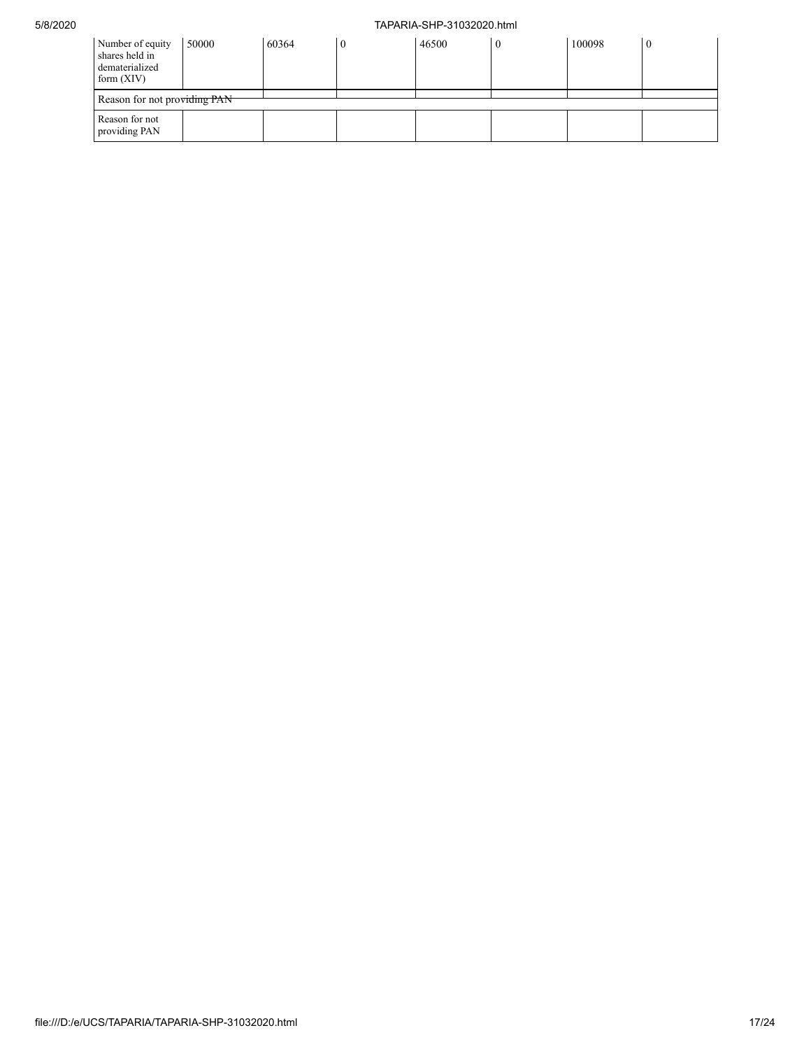| Number of equity shares held in dematerialized form (XIV) | 50000 | 60364 | 0 | 46500 | 0 | 100098 | 0 |
|---|---|---|---|---|---|---|---|
| Reason for not providing PAN | | | | | | | |
| Reason for not providing PAN | | | | | | | |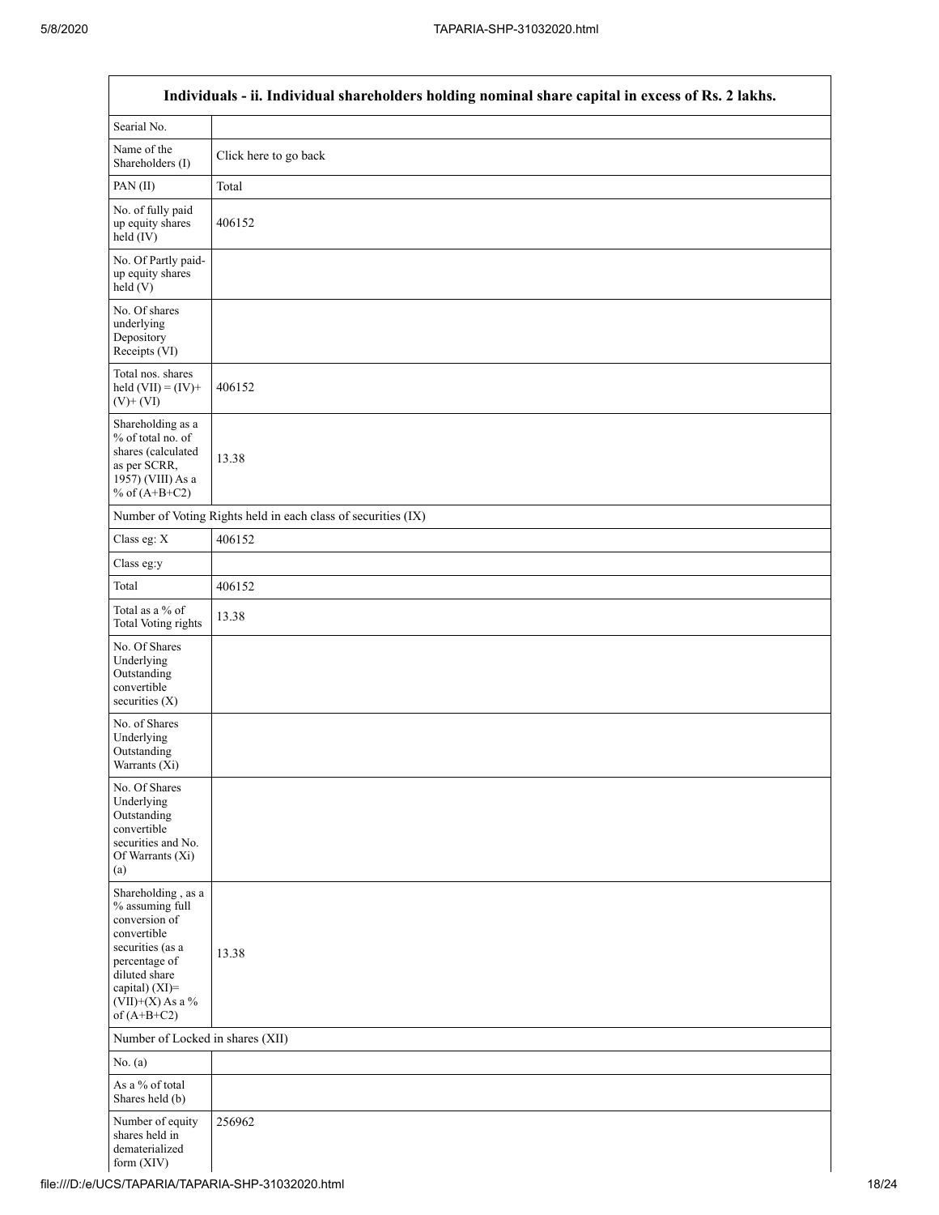| Individuals - ii. Individual shareholders holding nominal share capital in excess of Rs. 2 lakhs. | |
|---|---|
| Searial No. | |
| Name of the Shareholders (I) | Click here to go back |
| PAN (II) | Total |
| No. of fully paid up equity shares held (IV) | 406152 |
| No. Of Partly paid-up equity shares held (V) | |
| No. Of shares underlying Depository Receipts (VI) | |
| Total nos. shares held (VII) = (IV)+ (V)+ (VI) | 406152 |
| Shareholding as a % of total no. of shares (calculated as per SCRR, 1957) (VIII) As a % of (A+B+C2) | 13.38 |
| Number of Voting Rights held in each class of securities (IX) | |
| Class eg: X | 406152 |
| Class eg:y | |
| Total | 406152 |
| Total as a % of Total Voting rights | 13.38 |
| No. Of Shares Underlying Outstanding convertible securities (X) | |
| No. of Shares Underlying Outstanding Warrants (Xi) | |
| No. Of Shares Underlying Outstanding convertible securities and No. Of Warrants (Xi) (a) | |
| Shareholding , as a % assuming full conversion of convertible securities (as a percentage of diluted share capital) (XI)= (VII)+(X) As a % of (A+B+C2) | 13.38 |
| Number of Locked in shares (XII) | |
| No. (a) | |
| As a % of total Shares held (b) | |
| Number of equity shares held in dematerialized form (XIV) | 256962 |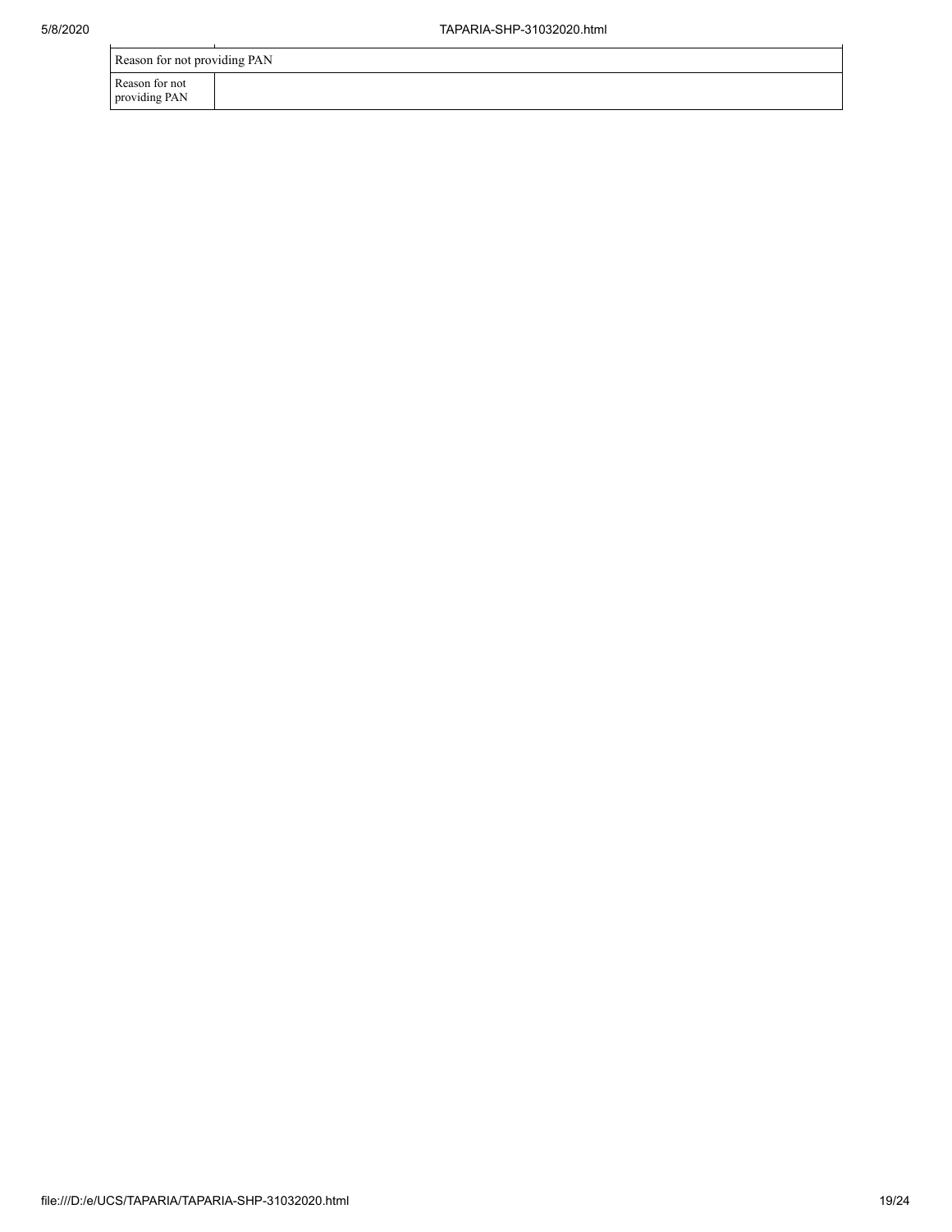| Reason for not providing PAN | |
|---|---|
| Reason for not providing PAN | |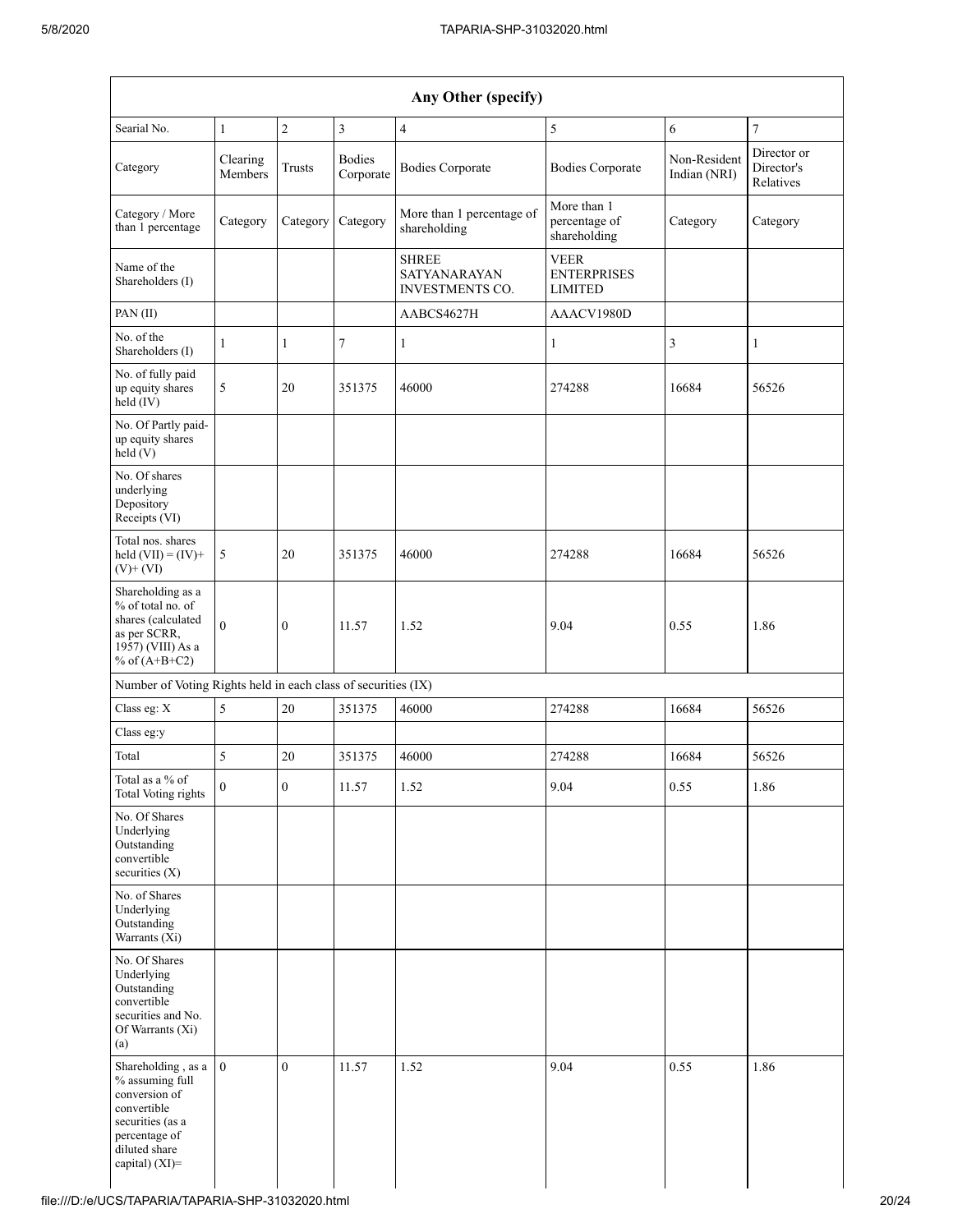| Any Other (specify) | | | | | | | |
|---|---|---|---|---|---|---|---|
| Searial No. | 1 | 2 | 3 | 4 | 5 | 6 | 7 |
| Category | Clearing Members | Trusts | Bodies Corporate | Bodies Corporate | Bodies Corporate | Non-Resident Indian (NRI) | Director or Director's Relatives |
| Category / More than 1 percentage | Category | Category | Category | More than 1 percentage of shareholding | More than 1 percentage of shareholding | Category | Category |
| Name of the Shareholders (I) | | | | SHREE SATYANARAYAN INVESTMENTS CO. | VEER ENTERPRISES LIMITED | | |
| PAN (II) | | | | AABCS4627H | AAACV1980D | | |
| No. of the Shareholders (I) | 1 | 1 | 7 | 1 | 1 | 3 | 1 |
| No. of fully paid up equity shares held (IV) | 5 | 20 | 351375 | 46000 | 274288 | 16684 | 56526 |
| No. Of Partly paid-up equity shares held (V) | | | | | | | |
| No. Of shares underlying Depository Receipts (VI) | | | | | | | |
| Total nos. shares held (VII) = (IV)+ (V)+ (VI) | 5 | 20 | 351375 | 46000 | 274288 | 16684 | 56526 |
| Shareholding as a % of total no. of shares (calculated as per SCRR, 1957) (VIII) As a % of (A+B+C2) | 0 | 0 | 11.57 | 1.52 | 9.04 | 0.55 | 1.86 |
| Number of Voting Rights held in each class of securities (IX) | | | | | | | |
| Class eg: X | 5 | 20 | 351375 | 46000 | 274288 | 16684 | 56526 |
| Class eg:y | | | | | | | |
| Total | 5 | 20 | 351375 | 46000 | 274288 | 16684 | 56526 |
| Total as a % of Total Voting rights | 0 | 0 | 11.57 | 1.52 | 9.04 | 0.55 | 1.86 |
| No. Of Shares Underlying Outstanding convertible securities (X) | | | | | | | |
| No. of Shares Underlying Outstanding Warrants (Xi) | | | | | | | |
| No. Of Shares Underlying Outstanding convertible securities and No. Of Warrants (Xi) (a) | | | | | | | |
| Shareholding , as a % assuming full conversion of convertible securities (as a percentage of diluted share capital) (XI)= | 0 | 0 | 11.57 | 1.52 | 9.04 | 0.55 | 1.86 |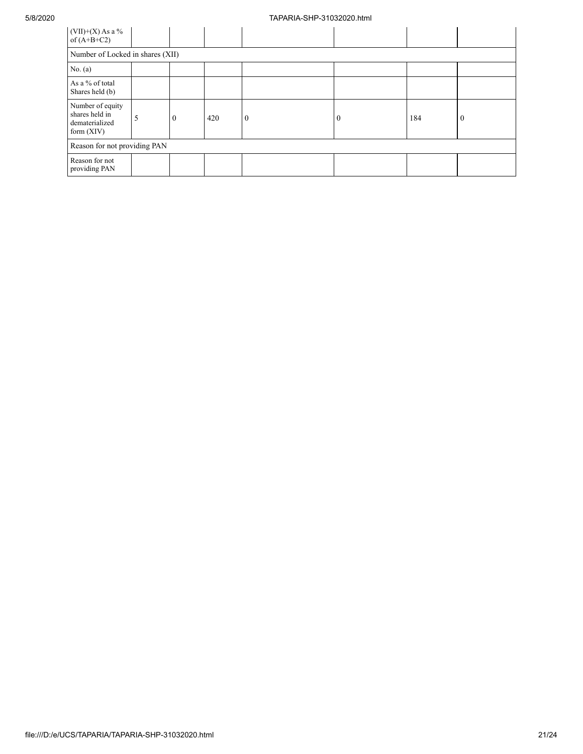| (VII)+(X) As a % of (A+B+C2) | | | | | | | |
|---|---|---|---|---|---|---|---|
| Number of Locked in shares (XII) | | | | | | | |
| No. (a) | | | | | | | |
| As a % of total Shares held (b) | | | | | | | |
| Number of equity shares held in dematerialized form (XIV) | 5 | 0 | 420 | 0 | 0 | 184 | 0 |
| Reason for not providing PAN | | | | | | | |
| Reason for not providing PAN | | | | | | | |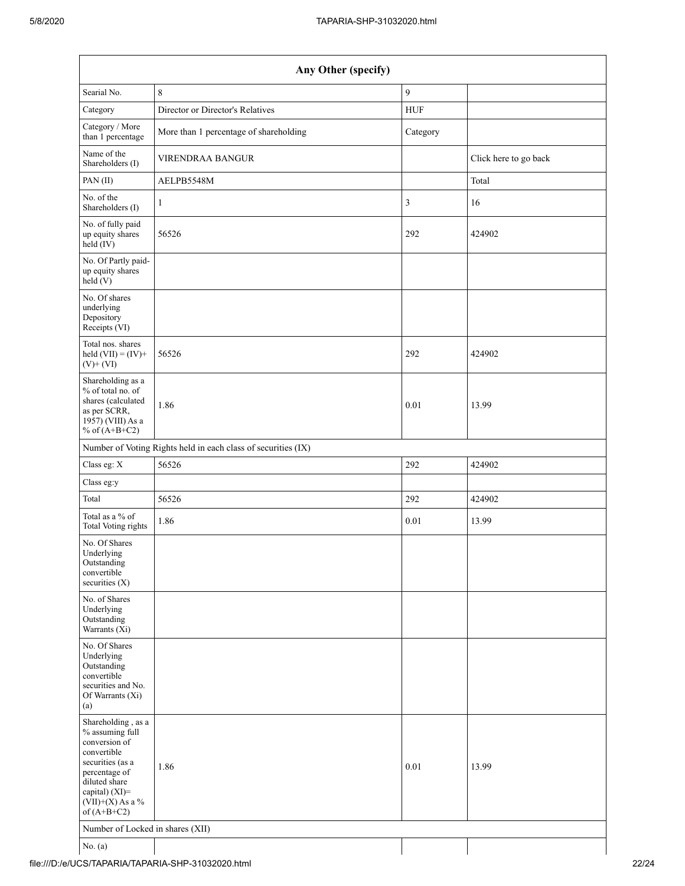| Any Other (specify) | | | |
|---|---|---|---|
| Searial No. | 8 | 9 | |
| Category | Director or Director's Relatives | HUF | |
| Category / More than 1 percentage | More than 1 percentage of shareholding | Category | |
| Name of the Shareholders (I) | VIRENDRAA BANGUR | | Click here to go back |
| PAN (II) | AELPB5548M | | Total |
| No. of the Shareholders (I) | 1 | 3 | 16 |
| No. of fully paid up equity shares held (IV) | 56526 | 292 | 424902 |
| No. Of Partly paid-up equity shares held (V) | | | |
| No. Of shares underlying Depository Receipts (VI) | | | |
| Total nos. shares held (VII) = (IV)+ (V)+ (VI) | 56526 | 292 | 424902 |
| Shareholding as a % of total no. of shares (calculated as per SCRR, 1957) (VIII) As a % of (A+B+C2) | 1.86 | 0.01 | 13.99 |
| Number of Voting Rights held in each class of securities (IX) | | | |
| Class eg: X | 56526 | 292 | 424902 |
| Class eg:y | | | |
| Total | 56526 | 292 | 424902 |
| Total as a % of Total Voting rights | 1.86 | 0.01 | 13.99 |
| No. Of Shares Underlying Outstanding convertible securities (X) | | | |
| No. of Shares Underlying Outstanding Warrants (Xi) | | | |
| No. Of Shares Underlying Outstanding convertible securities and No. Of Warrants (Xi) (a) | | | |
| Shareholding , as a % assuming full conversion of convertible securities (as a percentage of diluted share capital) (XI)= (VII)+(X) As a % of (A+B+C2) | 1.86 | 0.01 | 13.99 |
| Number of Locked in shares (XII) | | | |
| No. (a) | | | |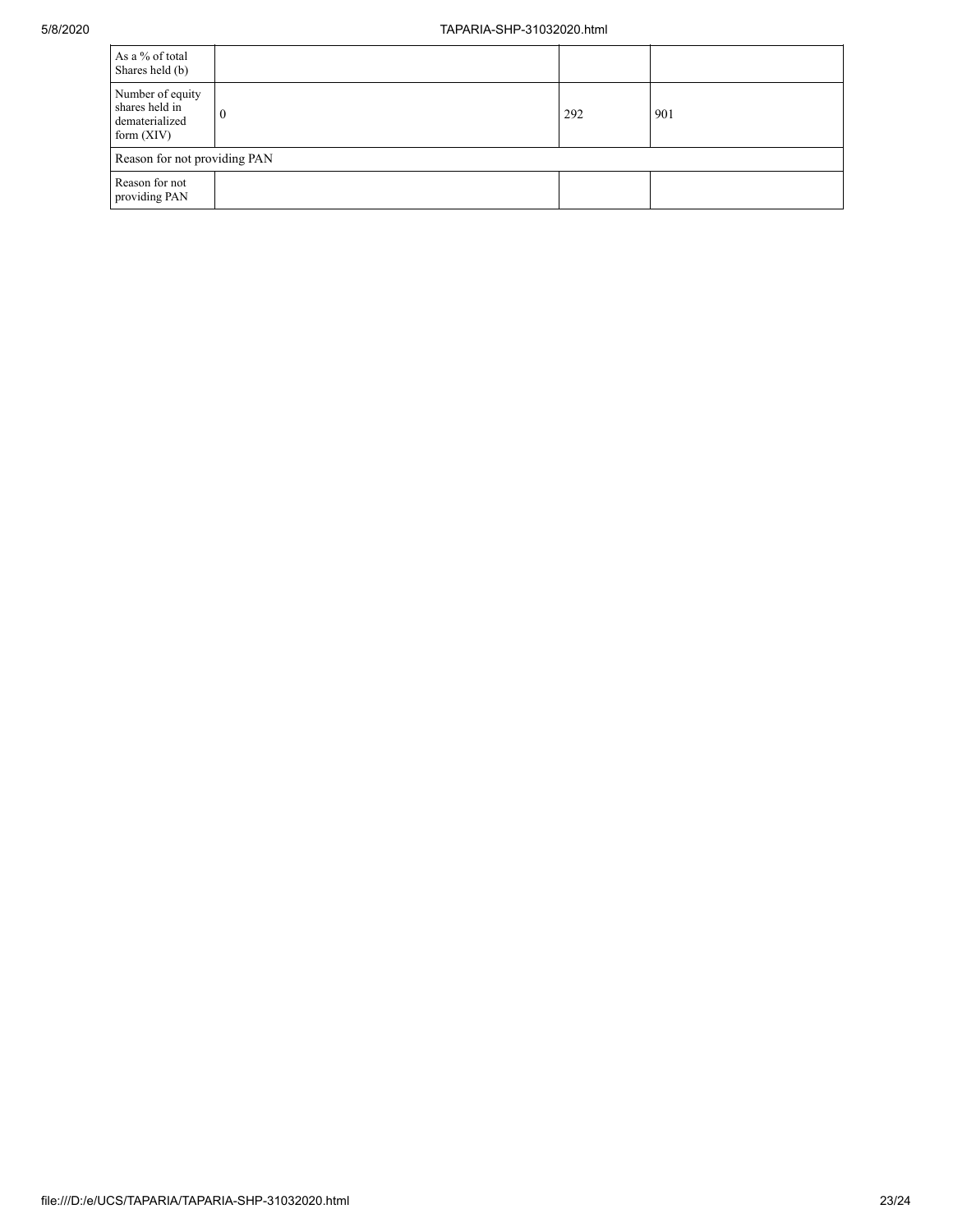| As a % of total Shares held (b) | | | |
|---|---|---|---|
| Number of equity shares held in dematerialized form (XIV) | 0 | 292 | 901 |
| Reason for not providing PAN | | | |
| Reason for not providing PAN | | | |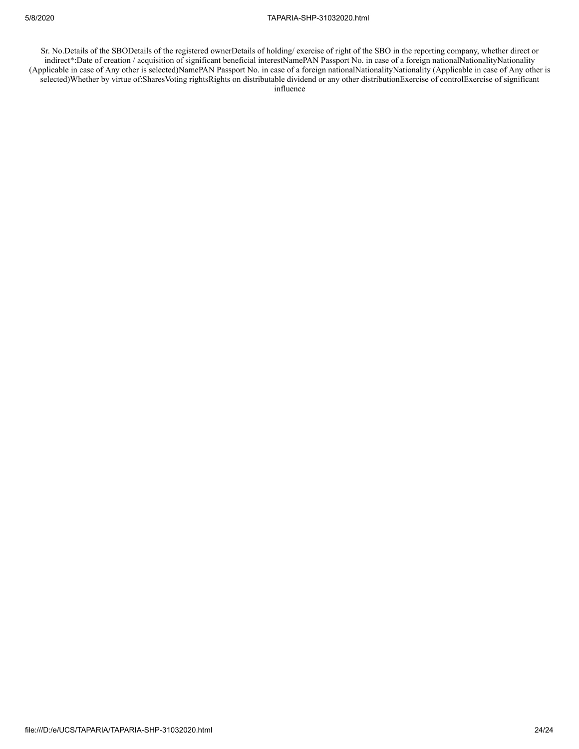Sr. No.Details of the SBODetails of the registered ownerDetails of holding/ exercise of right of the SBO in the reporting company, whether direct or indirect*:Date of creation / acquisition of significant beneficial interestNamePAN Passport No. in case of a foreign nationalNationalityNationality (Applicable in case of Any other is selected)NamePAN Passport No. in case of a foreign nationalNationalityNationality (Applicable in case of Any other is selected)Whether by virtue of:SharesVoting rightsRights on distributable dividend or any other distributionExercise of controlExercise of significant influence